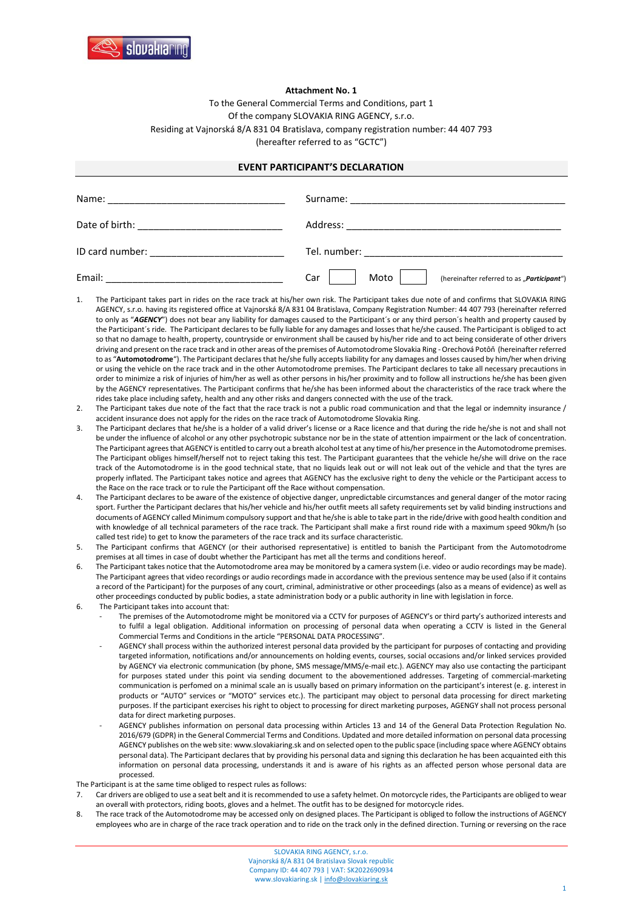**Attachment No. 1**

To the General Commercial Terms and Conditions, part 1

Of the company SLOVAKIA RING AGENCY, s.r.o.

Residing at Vajnorská 8/A 831 04 Bratislava, company registration number: 44 407 793

(hereafter referred to as "GCTC")

## EVENT PARTICIPANT'S DECLARATION

Name: ______________________________ Surname: ______________________________

Date of birth: __________________________ Address: ______________________________

ID card number: ________________________ Tel. number: ___________________________

Email: ______________________________ Car ☐ Moto ☐ (hereinafter referred to as „***Participant***")

1. The Participant takes part in rides on the race track at his/her own risk. The Participant takes due note of and confirms that SLOVAKIA RING AGENCY, s.r.o. having its registered office at Vajnorská 8/A 831 04 Bratislava, Company Registration Number: 44 407 793 (hereinafter referred to only as "***AGENCY***") does not bear any liability for damages caused to the Participant´s or any third person´s health and property caused by the Participant´s ride. The Participant declares to be fully liable for any damages and losses that he/she caused. The Participant is obliged to act so that no damage to health, property, countryside or environment shall be caused by his/her ride and to act being considerate of other drivers driving and present on the race track and in other areas of the premises of Automotodrome Slovakia Ring - Orechová Potôň (hereinafter referred to as "**Automotodrome**"). The Participant declares that he/she fully accepts liability for any damages and losses caused by him/her when driving or using the vehicle on the race track and in the other Automotodrome premises. The Participant declares to take all necessary precautions in order to minimize a risk of injuries of him/her as well as other persons in his/her proximity and to follow all instructions he/she has been given by the AGENCY representatives. The Participant confirms that he/she has been informed about the characteristics of the race track where the rides take place including safety, health and any other risks and dangers connected with the use of the track.
2. The Participant takes due note of the fact that the race track is not a public road communication and that the legal or indemnity insurance / accident insurance does not apply for the rides on the race track of Automotodrome Slovakia Ring.
3. The Participant declares that he/she is a holder of a valid driver's license or a Race licence and that during the ride he/she is not and shall not be under the influence of alcohol or any other psychotropic substance nor be in the state of attention impairment or the lack of concentration. The Participant agrees that AGENCY is entitled to carry out a breath alcohol test at any time of his/her presence in the Automotodrome premises. The Participant obliges himself/herself not to reject taking this test. The Participant guarantees that the vehicle he/she will drive on the race track of the Automotodrome is in the good technical state, that no liquids leak out or will not leak out of the vehicle and that the tyres are properly inflated. The Participant takes notice and agrees that AGENCY has the exclusive right to deny the vehicle or the Participant access to the Race on the race track or to rule the Participant off the Race without compensation.
4. The Participant declares to be aware of the existence of objective danger, unpredictable circumstances and general danger of the motor racing sport. Further the Participant declares that his/her vehicle and his/her outfit meets all safety requirements set by valid binding instructions and documents of AGENCY called Minimum compulsory support and that he/she is able to take part in the ride/drive with good health condition and with knowledge of all technical parameters of the race track. The Participant shall make a first round ride with a maximum speed 90km/h (so called test ride) to get to know the parameters of the race track and its surface characteristic.
5. The Participant confirms that AGENCY (or their authorised representative) is entitled to banish the Participant from the Automotodrome premises at all times in case of doubt whether the Participant has met all the terms and conditions hereof.
6. The Participant takes notice that the Automotodrome area may be monitored by a camera system (i.e. video or audio recordings may be made). The Participant agrees that video recordings or audio recordings made in accordance with the previous sentence may be used (also if it contains a record of the Participant) for the purposes of any court, criminal, administrative or other proceedings (also as a means of evidence) as well as other proceedings conducted by public bodies, a state administration body or a public authority in line with legislation in force.
6. The Participant takes into account that:
   - The premises of the Automotodrome might be monitored via a CCTV for purposes of AGENCY's or third party's authorized interests and to fulfil a legal obligation. Additional information on processing of personal data when operating a CCTV is listed in the General Commercial Terms and Conditions in the article "PERSONAL DATA PROCESSING".
   - AGENCY shall process within the authorized interest personal data provided by the participant for purposes of contacting and providing targeted information, notifications and/or announcements on holding events, courses, social occasions and/or linked services provided by AGENCY via electronic communication (by phone, SMS message/MMS/e-mail etc.). AGENCY may also use contacting the participant for purposes stated under this point via sending document to the abovementioned addresses. Targeting of commercial-marketing communication is perfomed on a minimal scale an is usually based on primary information on the participant's interest (e. g. interest in products or "AUTO" services or "MOTO" services etc.). The participant may object to personal data processing for direct marketing purposes. If the participant exercises his right to object to processing for direct marketing purposes, AGENGY shall not process personal data for direct marketing purposes.
   - AGENCY publishes information on personal data processing within Articles 13 and 14 of the General Data Protection Regulation No. 2016/679 (GDPR) in the General Commercial Terms and Conditions. Updated and more detailed information on personal data processing AGENCY publishes on the web site: www.slovakiaring.sk and on selected open to the public space (including space where AGENCY obtains personal data). The Participant declares that by providing his personal data and signing this declaration he has been acquainted eith this information on personal data processing, understands it and is aware of his rights as an affected person whose personal data are processed.

The Participant is at the same time obliged to respect rules as follows:

7. Car drivers are obliged to use a seat belt and it is recommended to use a safety helmet. On motorcycle rides, the Participants are obliged to wear an overall with protectors, riding boots, gloves and a helmet. The outfit has to be designed for motorcycle rides.
8. The race track of the Automotodrome may be accessed only on designed places. The Participant is obliged to follow the instructions of AGENCY employees who are in charge of the race track operation and to ride on the track only in the defined direction. Turning or reversing on the race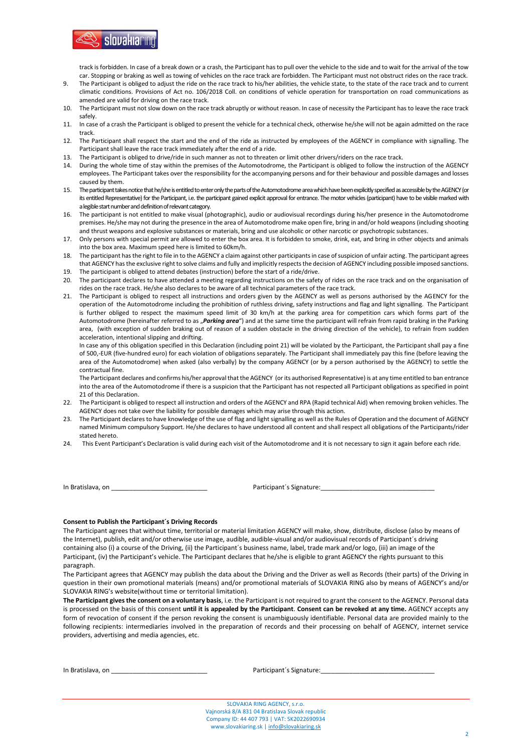track is forbidden. In case of a break down or a crash, the Participant has to pull over the vehicle to the side and to wait for the arrival of the tow car. Stopping or braking as well as towing of vehicles on the race track are forbidden. The Participant must not obstruct rides on the race track.

9. The Participant is obliged to adjust the ride on the race track to his/her abilities, the vehicle state, to the state of the race track and to current climatic conditions. Provisions of Act no. 106/2018 Coll. on conditions of vehicle operation for transportation on road communications as amended are valid for driving on the race track.
10. The Participant must not slow down on the race track abruptly or without reason. In case of necessity the Participant has to leave the race track safely.
11. In case of a crash the Participant is obliged to present the vehicle for a technical check, otherwise he/she will not be again admitted on the race track.
12. The Participant shall respect the start and the end of the ride as instructed by employees of the AGENCY in compliance with signalling. The Participant shall leave the race track immediately after the end of a ride.
13. The Participant is obliged to drive/ride in such manner as not to threaten or limit other drivers/riders on the race track.
14. During the whole time of stay within the premises of the Automotodrome, the Participant is obliged to follow the instruction of the AGENCY employees. The Participant takes over the responsibility for the accompanying persons and for their behaviour and possible damages and losses caused by them.
15. The participant takes notice that he/she is entitled to enter only the parts of the Automotodrome area which have been explicitly specified as accessible by the AGENCY (or its entitled Representative) for the Participant, i.e. the participant gained explicit approval for entrance. The motor vehicles (participant) have to be visible marked with a legible start number and definition of relevant category.
16. The participant is not entitled to make visual (photographic), audio or audiovisual recordings during his/her presence in the Automotodrome premises. He/she may not during the presence in the area of Automotodrome make open fire, bring in and/or hold weapons (including shooting and thrust weapons and explosive substances or materials, bring and use alcoholic or other narcotic or psychotropic substances.
17. Only persons with special permit are allowed to enter the box area. It is forbidden to smoke, drink, eat, and bring in other objects and animals into the box area. Maximum speed here is limited to 60km/h.
18. The participant has the right to file in to the AGENCY a claim against other participants in case of suspicion of unfair acting. The participant agrees that AGENCY has the exclusive right to solve claims and fully and implicitly respects the decision of AGENCY including possible imposed sanctions.
19. The participant is obliged to attend debates (instruction) before the start of a ride/drive.
20. The participant declares to have attended a meeting regarding instructions on the safety of rides on the race track and on the organisation of rides on the race track. He/she also declares to be aware of all technical parameters of the race track.
21. The Participant is obliged to respect all instructions and orders given by the AGENCY as well as persons authorised by the AGENCY for the operation of the Automotodrome including the prohibition of ruthless driving, safety instructions and flag and light signalling. The Participant is further obliged to respect the maximum speed limit of 30 km/h at the parking area for competition cars which forms part of the Automotodrome (hereinafter referred to as „***Parking area***") and at the same time the participant will refrain from rapid braking in the Parking area, (with exception of sudden braking out of reason of a sudden obstacle in the driving direction of the vehicle), to refrain from sudden acceleration, intentional slipping and drifting.

    In case any of this obligation specified in this Declaration (including point 21) will be violated by the Participant, the Participant shall pay a fine of 500,-EUR (five-hundred euro) for each violation of obligations separately. The Participant shall immediately pay this fine (before leaving the area of the Automotodrome) when asked (also verbally) by the company AGENCY (or by a person authorised by the AGENCY) to settle the contractual fine.

    The Participant declares and confirms his/her approval that the AGENCY (or its authorised Representative) is at any time entitled to ban entrance into the area of the Automotodrome if there is a suspicion that the Participant has not respected all Participant obligations as specified in point 21 of this Declaration.
22. The Participant is obliged to respect all instruction and orders of the AGENCY and RPA (Rapid technical Aid) when removing broken vehicles. The AGENCY does not take over the liability for possible damages which may arise through this action.
23. The Participant declares to have knowledge of the use of flag and light signalling as well as the Rules of Operation and the document of AGENCY named Minimum compulsory Support. He/she declares to have understood all content and shall respect all obligations of the Participants/rider stated hereto.
24. This Event Participant's Declaration is valid during each visit of the Automotodrome and it is not necessary to sign it again before each ride.

In Bratislava, on ___________________________ Participant´s Signature:_______________________________

**Consent to Publish the Participant´s Driving Records**

The Participant agrees that without time, territorial or material limitation AGENCY will make, show, distribute, disclose (also by means of the Internet), publish, edit and/or otherwise use image, audible, audible-visual and/or audiovisual records of Participant´s driving containing also (i) a course of the Driving, (ii) the Participant´s business name, label, trade mark and/or logo, (iii) an image of the Participant, (iv) the Participant's vehicle. The Participant declares that he/she is eligible to grant AGENCY the rights pursuant to this paragraph.

The Participant agrees that AGENCY may publish the data about the Driving and the Driver as well as Records (their parts) of the Driving in question in their own promotional materials (means) and/or promotional materials of SLOVAKIA RING also by means of AGENCY's and/or SLOVAKIA RING's website(without time or territorial limitation).

**The Participant gives the consent on a voluntary basis**, i.e. the Participant is not required to grant the consent to the AGENCY. Personal data is processed on the basis of this consent **until it is appealed by the Participant**. **Consent can be revoked at any time.** AGENCY accepts any form of revocation of consent if the person revoking the consent is unambiguously identifiable. Personal data are provided mainly to the following recipients: intermediaries involved in the preparation of records and their processing on behalf of AGENCY, internet service providers, advertising and media agencies, etc.

In Bratislava, on ___________________________ Participant´s Signature:_______________________________

SLOVAKIA RING AGENCY, s.r.o.
Vajnorská 8/A 831 04 Bratislava Slovak republic
Company ID: 44 407 793 | VAT: SK2022690934
www.slovakiaring.sk | info@slovakiaring.sk